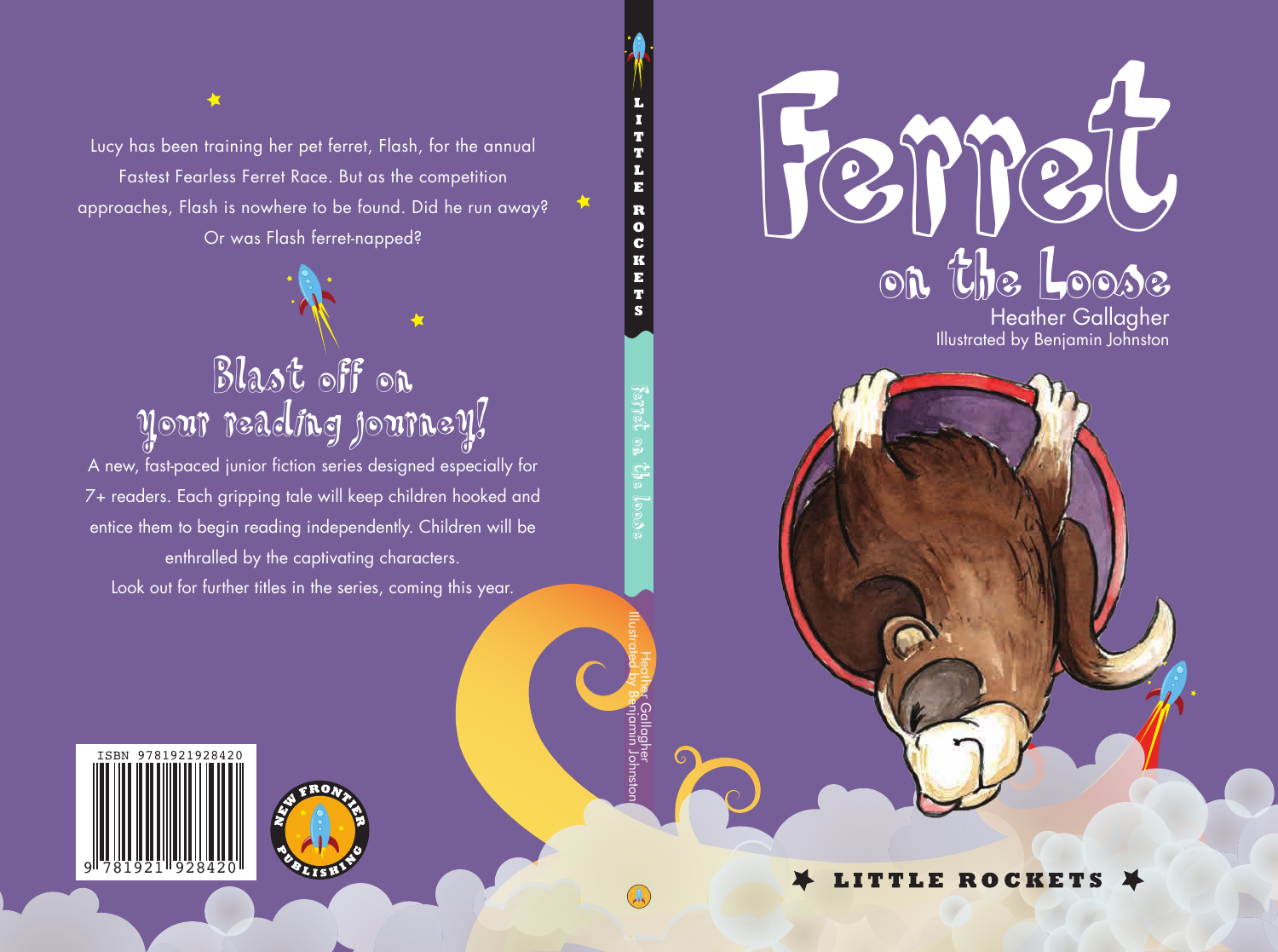# Ferret on the Loose

Heather Gallagher

Illustrated by Benjamin Johnston

LITTLE ROCKETS

Lucy has been training her pet ferret, Flash, for the annual Fastest Fearless Ferret Race. But as the competition approaches, Flash is nowhere to be found. Did he run away? Or was Flash ferret-napped?

## Blast off on your reading journey!

A new, fast-paced junior fiction series designed especially for 7+ readers. Each gripping tale will keep children hooked and entice them to begin reading independently. Children will be enthralled by the captivating characters.

Look out for further titles in the series, coming this year.

ISBN 9781921928420

NEW FRONTIER PUBLISHING

LITTLE ROCKETS | Ferret on the Loose | Heather Gallagher | Illustrated by Benjamin Johnston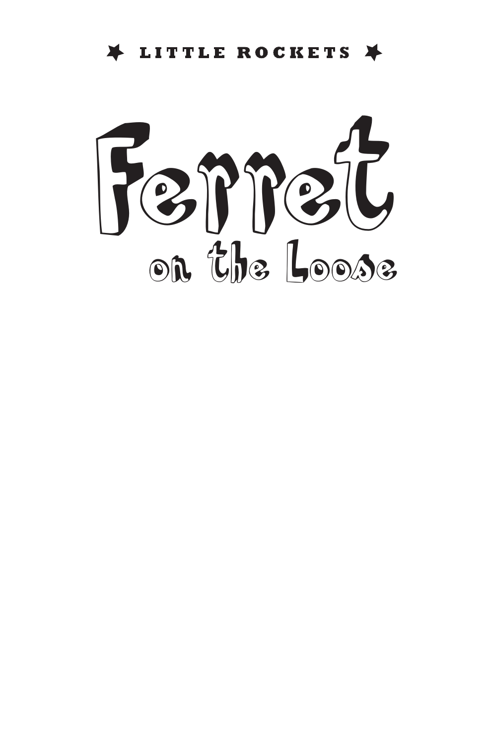★ LITTLE ROCKETS ★

# Ferret on the Loose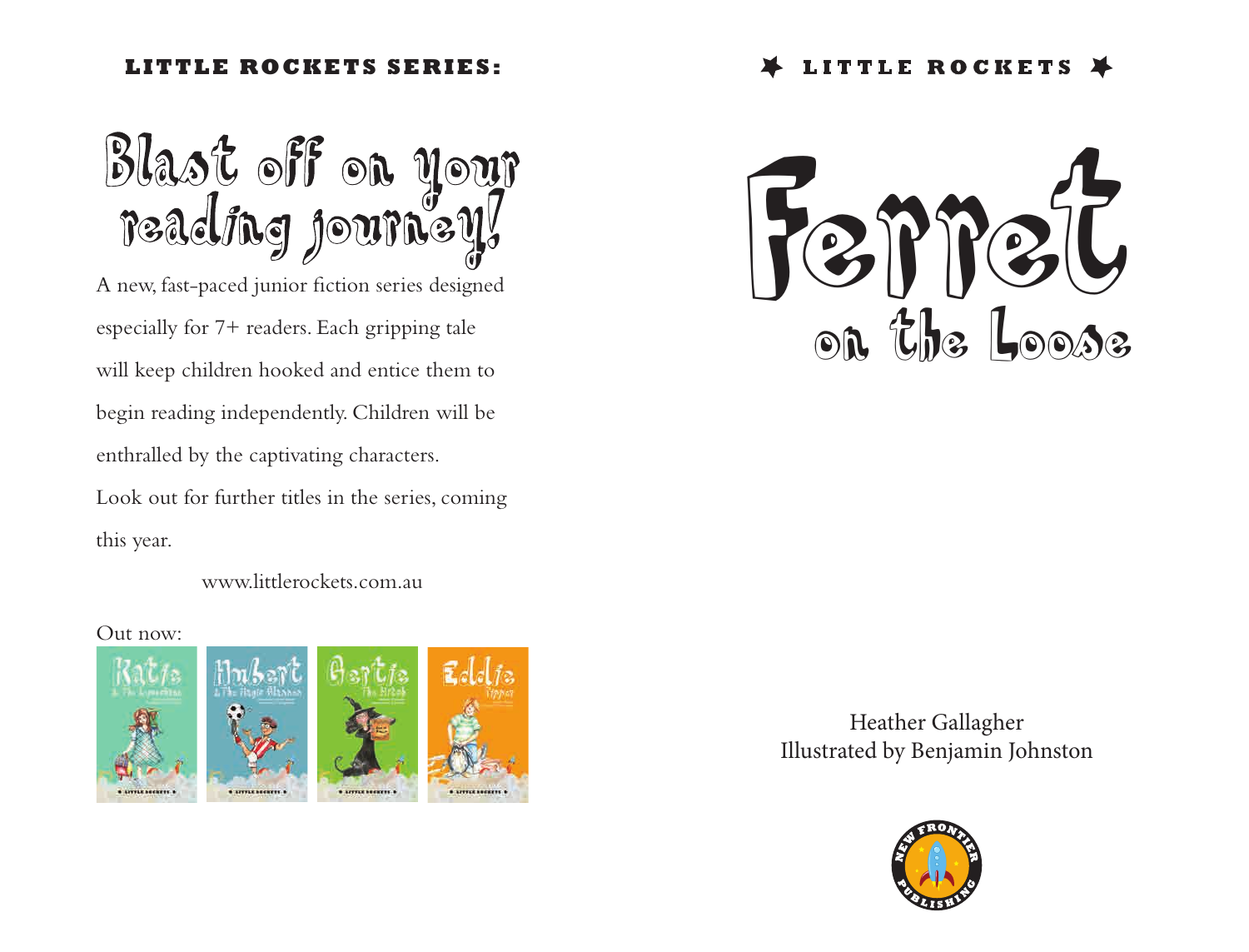**LITTLE ROCKETS SERIES:**

# Blast off on your reading journey!

A new, fast-paced junior fiction series designed especially for 7+ readers. Each gripping tale will keep children hooked and entice them to begin reading independently. Children will be enthralled by the captivating characters.

Look out for further titles in the series, coming this year.

www.littlerockets.com.au

Out now:

**LITTLE ROCKETS**

# Ferret on the Loose

Heather Gallagher
Illustrated by Benjamin Johnston

NEW FRONTIER PUBLISHING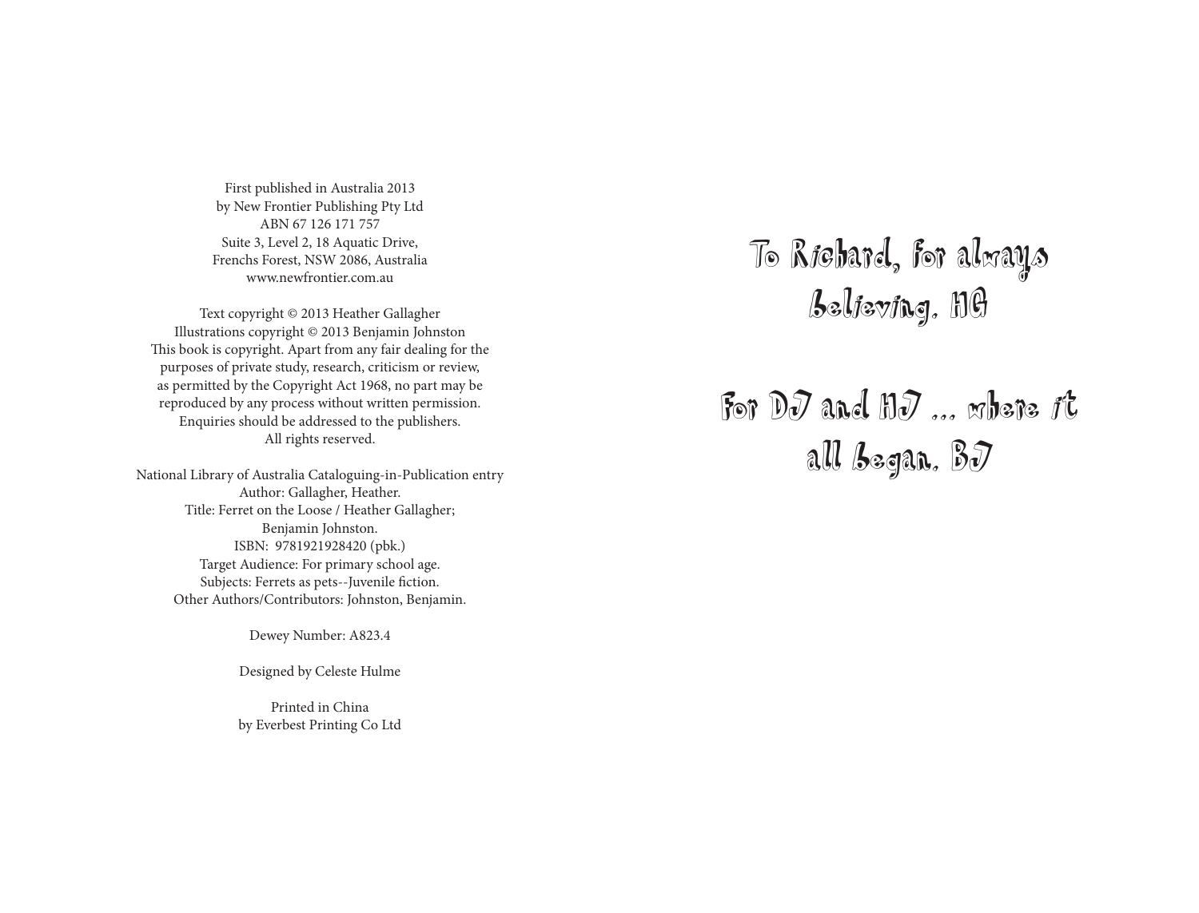First published in Australia 2013
by New Frontier Publishing Pty Ltd
ABN 67 126 171 757
Suite 3, Level 2, 18 Aquatic Drive,
Frenchs Forest, NSW 2086, Australia
www.newfrontier.com.au

Text copyright © 2013 Heather Gallagher
Illustrations copyright © 2013 Benjamin Johnston
This book is copyright. Apart from any fair dealing for the purposes of private study, research, criticism or review, as permitted by the Copyright Act 1968, no part may be reproduced by any process without written permission. Enquiries should be addressed to the publishers.
All rights reserved.

National Library of Australia Cataloguing-in-Publication entry
Author: Gallagher, Heather.
Title: Ferret on the Loose / Heather Gallagher;
Benjamin Johnston.
ISBN: 9781921928420 (pbk.)
Target Audience: For primary school age.
Subjects: Ferrets as pets--Juvenile fiction.
Other Authors/Contributors: Johnston, Benjamin.

Dewey Number: A823.4

Designed by Celeste Hulme

Printed in China
by Everbest Printing Co Ltd

To Richard, for always believing. HG

For DJ and HJ ... where it all began. BJ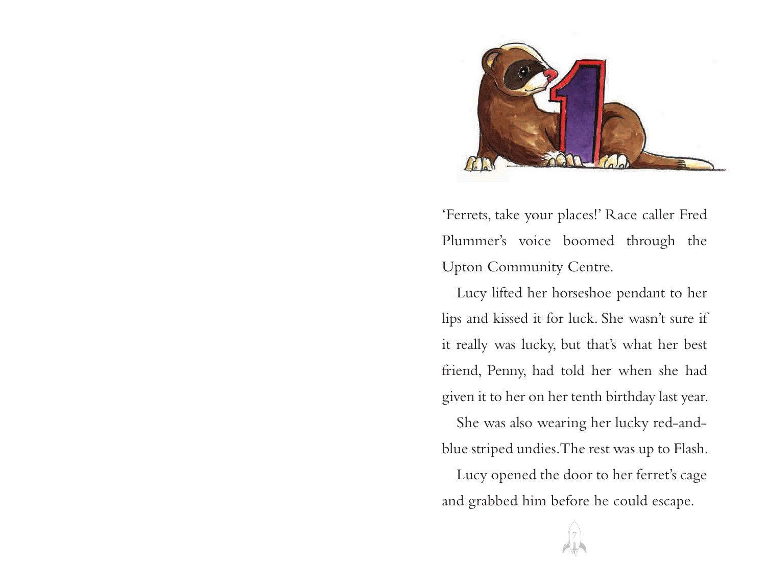# 1

'Ferrets, take your places!' Race caller Fred Plummer's voice boomed through the Upton Community Centre.

Lucy lifted her horseshoe pendant to her lips and kissed it for luck. She wasn't sure if it really was lucky, but that's what her best friend, Penny, had told her when she had given it to her on her tenth birthday last year.

She was also wearing her lucky red-and-blue striped undies. The rest was up to Flash.

Lucy opened the door to her ferret's cage and grabbed him before he could escape.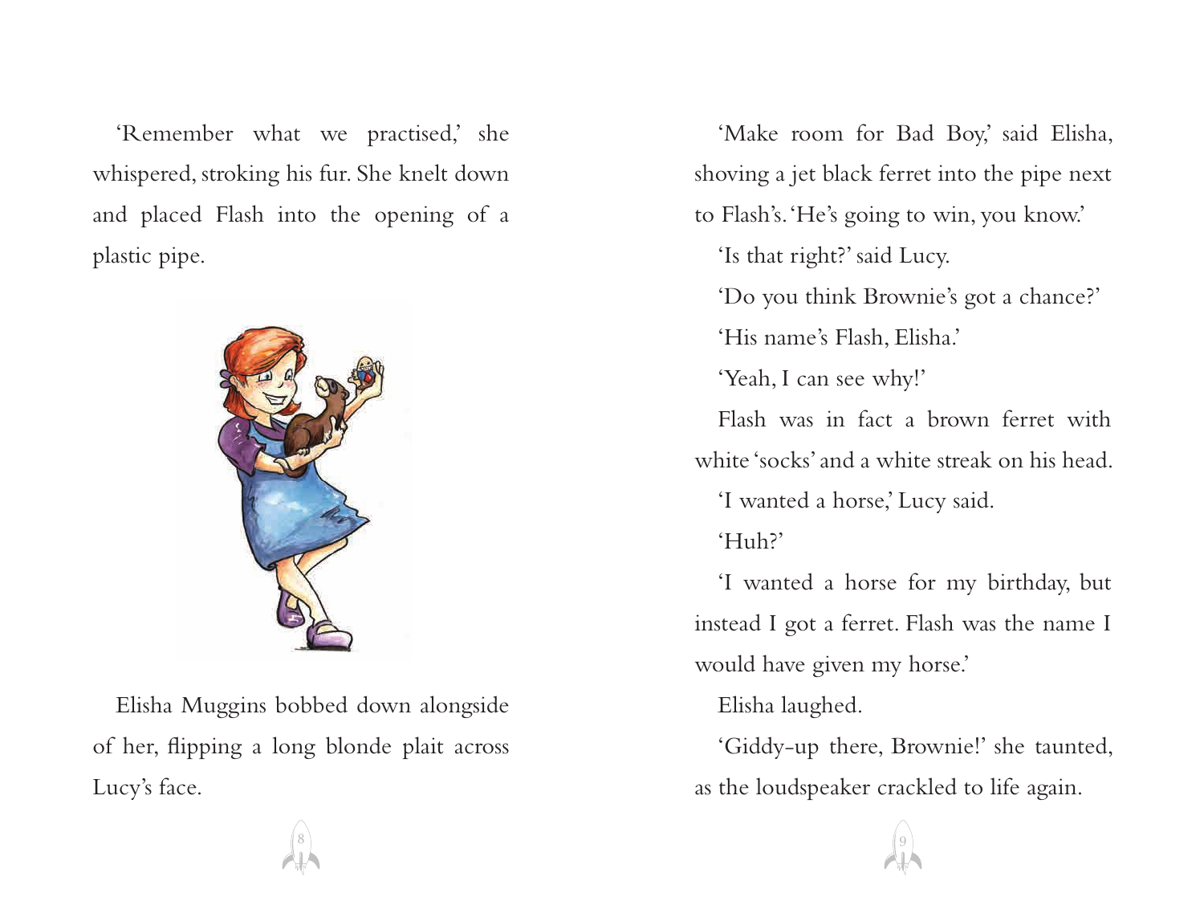'Remember what we practised,' she whispered, stroking his fur. She knelt down and placed Flash into the opening of a plastic pipe.

Elisha Muggins bobbed down alongside of her, flipping a long blonde plait across Lucy's face.

'Make room for Bad Boy,' said Elisha, shoving a jet black ferret into the pipe next to Flash's. 'He's going to win, you know.'

'Is that right?' said Lucy.

'Do you think Brownie's got a chance?'

'His name's Flash, Elisha.'

'Yeah, I can see why!'

Flash was in fact a brown ferret with white 'socks' and a white streak on his head.

'I wanted a horse,' Lucy said.

'Huh?'

'I wanted a horse for my birthday, but instead I got a ferret. Flash was the name I would have given my horse.'

Elisha laughed.

'Giddy-up there, Brownie!' she taunted, as the loudspeaker crackled to life again.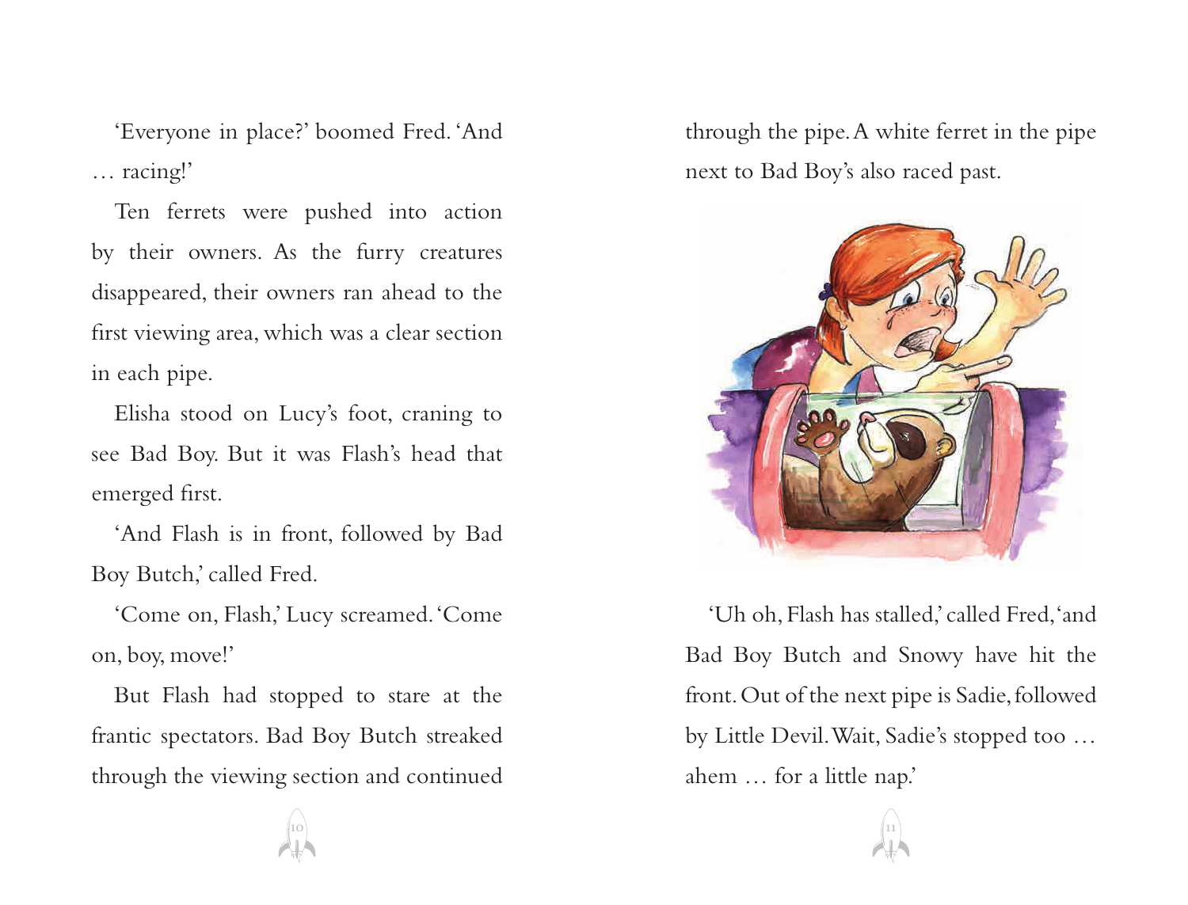'Everyone in place?' boomed Fred. 'And … racing!'

Ten ferrets were pushed into action by their owners. As the furry creatures disappeared, their owners ran ahead to the first viewing area, which was a clear section in each pipe.

Elisha stood on Lucy's foot, craning to see Bad Boy. But it was Flash's head that emerged first.

'And Flash is in front, followed by Bad Boy Butch,' called Fred.

'Come on, Flash,' Lucy screamed. 'Come on, boy, move!'

But Flash had stopped to stare at the frantic spectators. Bad Boy Butch streaked through the viewing section and continued through the pipe. A white ferret in the pipe next to Bad Boy's also raced past.

'Uh oh, Flash has stalled,' called Fred, 'and Bad Boy Butch and Snowy have hit the front. Out of the next pipe is Sadie, followed by Little Devil. Wait, Sadie's stopped too … ahem … for a little nap.'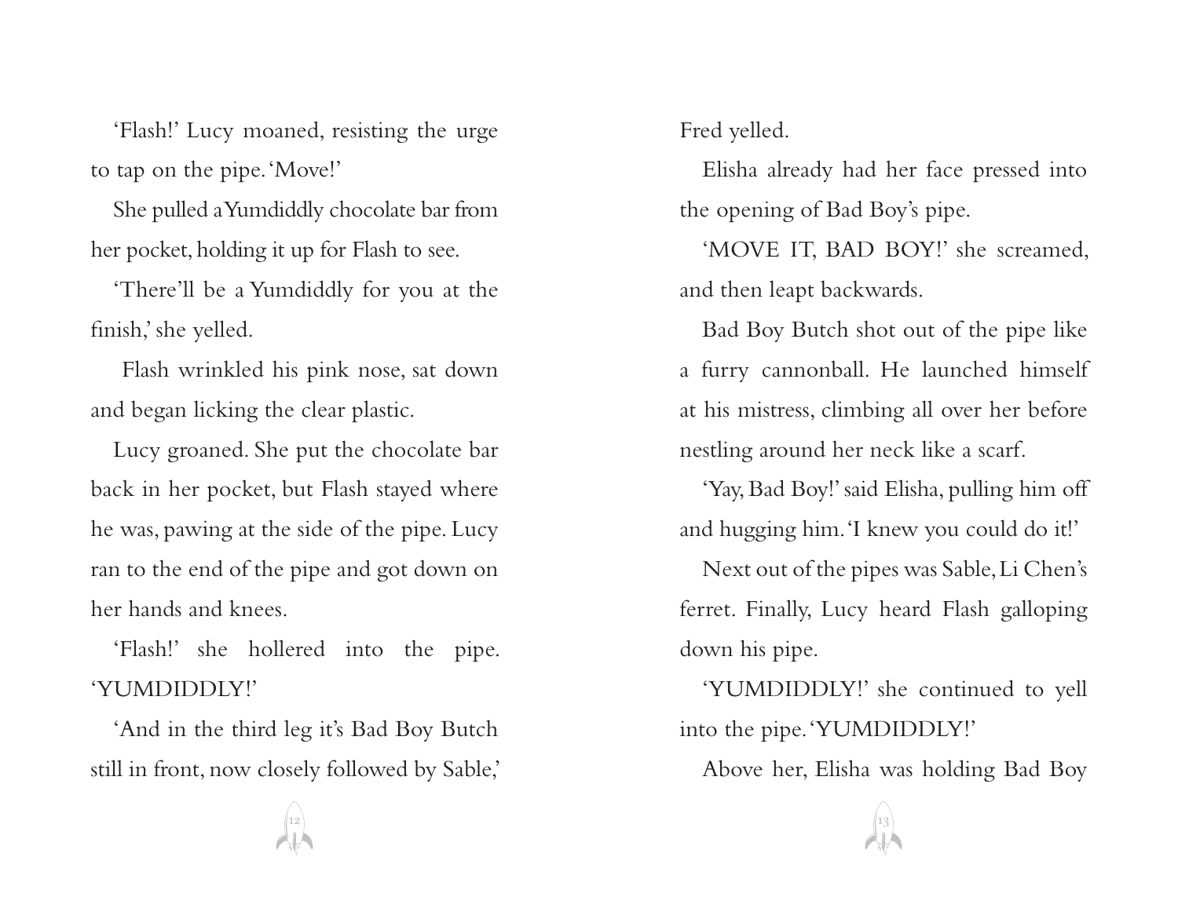'Flash!' Lucy moaned, resisting the urge to tap on the pipe. 'Move!'

She pulled a Yumdiddly chocolate bar from her pocket, holding it up for Flash to see.

'There'll be a Yumdiddly for you at the finish,' she yelled.

Flash wrinkled his pink nose, sat down and began licking the clear plastic.

Lucy groaned. She put the chocolate bar back in her pocket, but Flash stayed where he was, pawing at the side of the pipe. Lucy ran to the end of the pipe and got down on her hands and knees.

'Flash!' she hollered into the pipe. 'YUMDIDDLY!'

'And in the third leg it's Bad Boy Butch still in front, now closely followed by Sable,' Fred yelled.

Elisha already had her face pressed into the opening of Bad Boy's pipe.

'MOVE IT, BAD BOY!' she screamed, and then leapt backwards.

Bad Boy Butch shot out of the pipe like a furry cannonball. He launched himself at his mistress, climbing all over her before nestling around her neck like a scarf.

'Yay, Bad Boy!' said Elisha, pulling him off and hugging him. 'I knew you could do it!'

Next out of the pipes was Sable, Li Chen's ferret. Finally, Lucy heard Flash galloping down his pipe.

'YUMDIDDLY!' she continued to yell into the pipe. 'YUMDIDDLY!'

Above her, Elisha was holding Bad Boy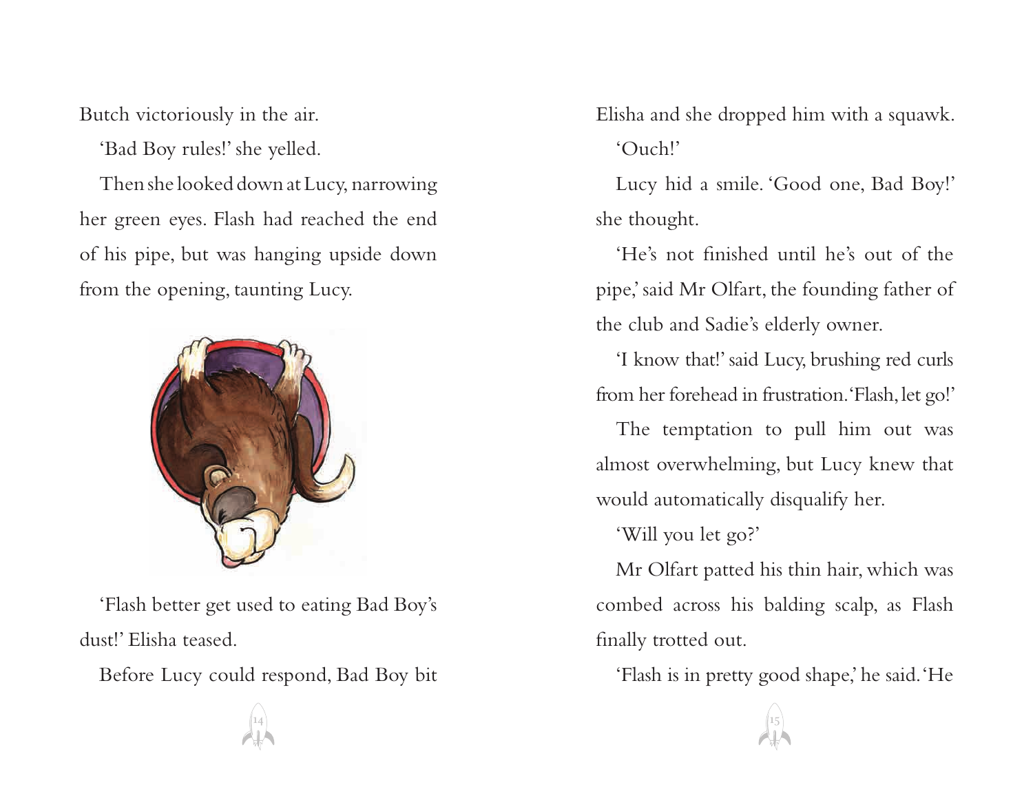Butch victoriously in the air.

'Bad Boy rules!' she yelled.

Then she looked down at Lucy, narrowing her green eyes. Flash had reached the end of his pipe, but was hanging upside down from the opening, taunting Lucy.

'Flash better get used to eating Bad Boy's dust!' Elisha teased.

Before Lucy could respond, Bad Boy bit Elisha and she dropped him with a squawk.

'Ouch!'

Lucy hid a smile. 'Good one, Bad Boy!' she thought.

'He's not finished until he's out of the pipe,' said Mr Olfart, the founding father of the club and Sadie's elderly owner.

'I know that!' said Lucy, brushing red curls from her forehead in frustration. 'Flash, let go!'

The temptation to pull him out was almost overwhelming, but Lucy knew that would automatically disqualify her.

'Will you let go?'

Mr Olfart patted his thin hair, which was combed across his balding scalp, as Flash finally trotted out.

'Flash is in pretty good shape,' he said. 'He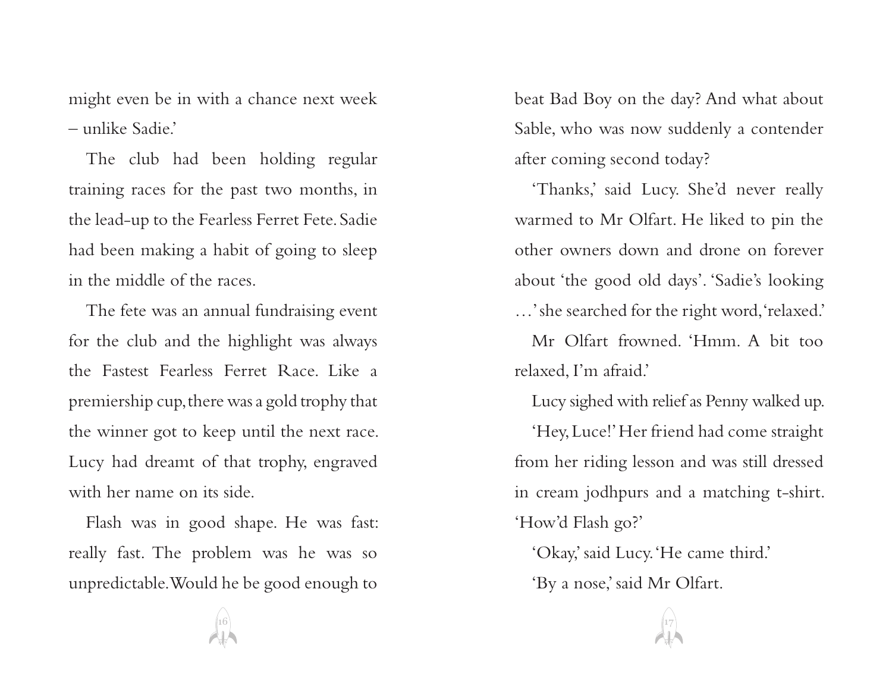might even be in with a chance next week – unlike Sadie.'

The club had been holding regular training races for the past two months, in the lead-up to the Fearless Ferret Fete. Sadie had been making a habit of going to sleep in the middle of the races.

The fete was an annual fundraising event for the club and the highlight was always the Fastest Fearless Ferret Race. Like a premiership cup, there was a gold trophy that the winner got to keep until the next race. Lucy had dreamt of that trophy, engraved with her name on its side.

Flash was in good shape. He was fast: really fast. The problem was he was so unpredictable. Would he be good enough to beat Bad Boy on the day? And what about Sable, who was now suddenly a contender after coming second today?

'Thanks,' said Lucy. She'd never really warmed to Mr Olfart. He liked to pin the other owners down and drone on forever about 'the good old days'. 'Sadie's looking …' she searched for the right word, 'relaxed.'

Mr Olfart frowned. 'Hmm. A bit too relaxed, I'm afraid.'

Lucy sighed with relief as Penny walked up.

'Hey, Luce!' Her friend had come straight from her riding lesson and was still dressed in cream jodhpurs and a matching t-shirt. 'How'd Flash go?'

'Okay,' said Lucy. 'He came third.'

'By a nose,' said Mr Olfart.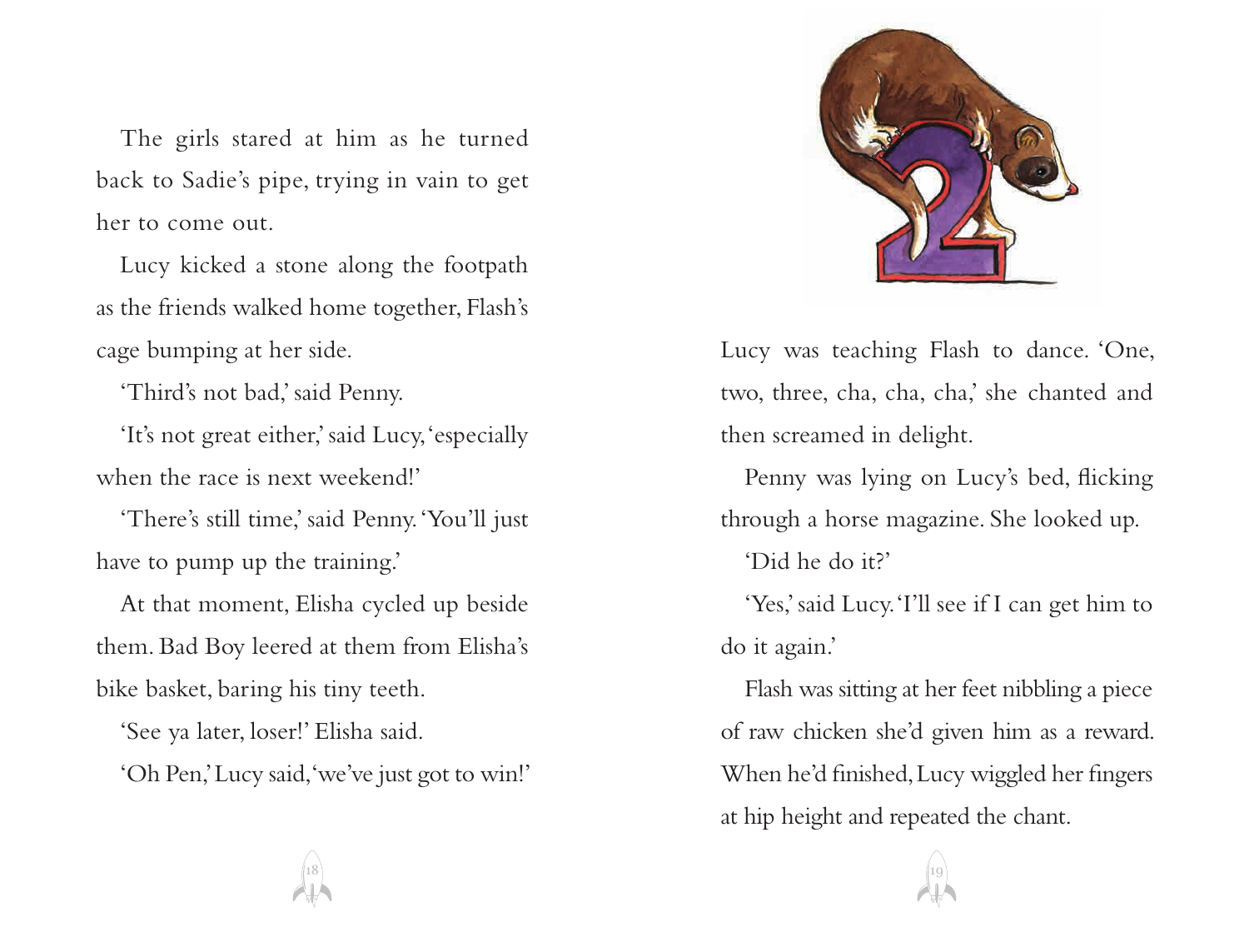The girls stared at him as he turned back to Sadie's pipe, trying in vain to get her to come out.

Lucy kicked a stone along the footpath as the friends walked home together, Flash's cage bumping at her side.

'Third's not bad,' said Penny.

'It's not great either,' said Lucy, 'especially when the race is next weekend!'

'There's still time,' said Penny. 'You'll just have to pump up the training.'

At that moment, Elisha cycled up beside them. Bad Boy leered at them from Elisha's bike basket, baring his tiny teeth.

'See ya later, loser!' Elisha said.

'Oh Pen,' Lucy said, 'we've just got to win!'

## 2

Lucy was teaching Flash to dance. 'One, two, three, cha, cha, cha,' she chanted and then screamed in delight.

Penny was lying on Lucy's bed, flicking through a horse magazine. She looked up.

'Did he do it?'

'Yes,' said Lucy. 'I'll see if I can get him to do it again.'

Flash was sitting at her feet nibbling a piece of raw chicken she'd given him as a reward. When he'd finished, Lucy wiggled her fingers at hip height and repeated the chant.